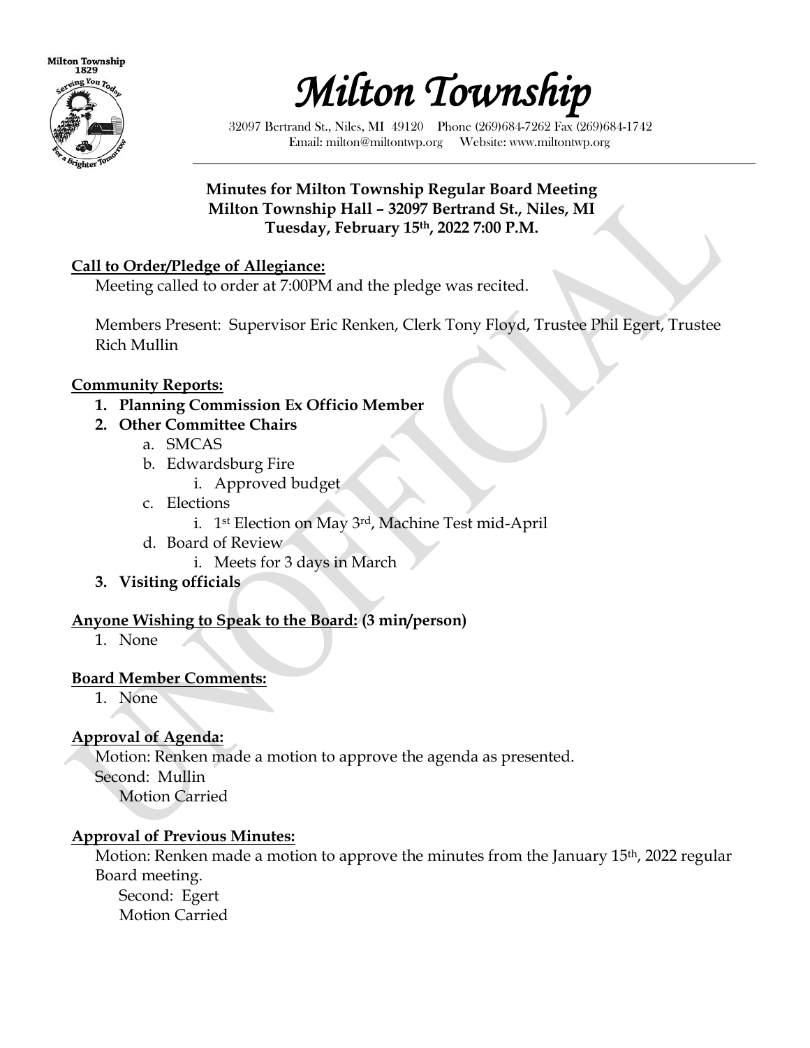# Milton Township

32097 Bertrand St., Niles, MI 49120 Phone (269)684-7262 Fax (269)684-1742
Email: milton@miltontwp.org Website: www.miltontwp.org

**Minutes for Milton Township Regular Board Meeting**
**Milton Township Hall – 32097 Bertrand St., Niles, MI**
**Tuesday, February 15th, 2022 7:00 P.M.**

**Call to Order/Pledge of Allegiance:**

Meeting called to order at 7:00PM and the pledge was recited.

Members Present: Supervisor Eric Renken, Clerk Tony Floyd, Trustee Phil Egert, Trustee Rich Mullin

**Community Reports:**

1. **Planning Commission Ex Officio Member**
2. **Other Committee Chairs**
   a. SMCAS
   b. Edwardsburg Fire
      i. Approved budget
   c. Elections
      i. 1st Election on May 3rd, Machine Test mid-April
   d. Board of Review
      i. Meets for 3 days in March
3. **Visiting officials**

**Anyone Wishing to Speak to the Board: (3 min/person)**

1. None

**Board Member Comments:**

1. None

**Approval of Agenda:**

Motion: Renken made a motion to approve the agenda as presented.
Second: Mullin
Motion Carried

**Approval of Previous Minutes:**

Motion: Renken made a motion to approve the minutes from the January 15th, 2022 regular Board meeting.
Second: Egert
Motion Carried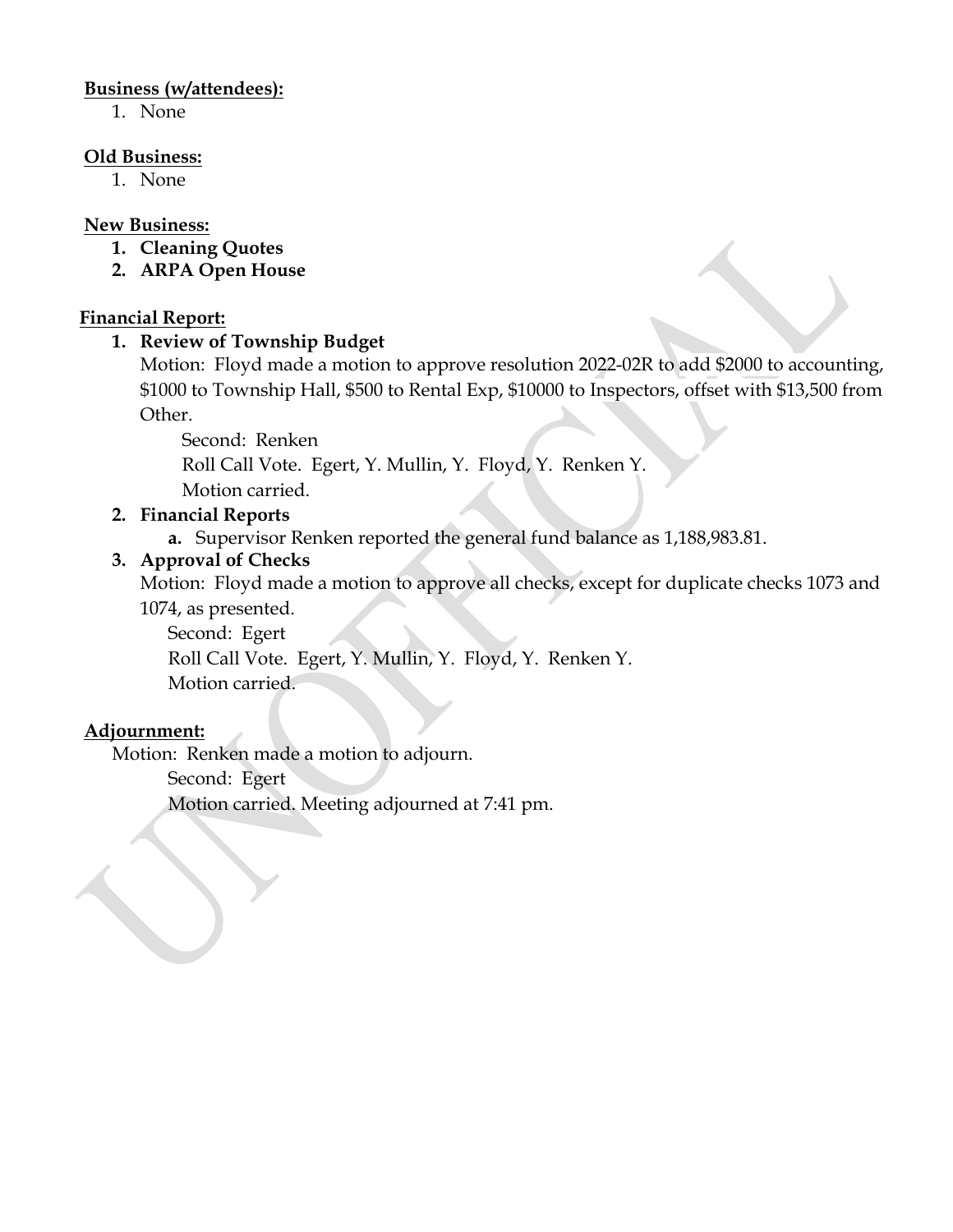**Business (w/attendees):**

1. None

**Old Business:**

1. None

**New Business:**

1. **Cleaning Quotes**
2. **ARPA Open House**

**Financial Report:**

1. **Review of Township Budget**

   Motion: Floyd made a motion to approve resolution 2022-02R to add $2000 to accounting, $1000 to Township Hall, $500 to Rental Exp, $10000 to Inspectors, offset with $13,500 from Other.

   Second: Renken

   Roll Call Vote. Egert, Y. Mullin, Y. Floyd, Y. Renken Y.

   Motion carried.

2. **Financial Reports**
   a. Supervisor Renken reported the general fund balance as 1,188,983.81.

3. **Approval of Checks**

   Motion: Floyd made a motion to approve all checks, except for duplicate checks 1073 and 1074, as presented.

   Second: Egert

   Roll Call Vote. Egert, Y. Mullin, Y. Floyd, Y. Renken Y.

   Motion carried.

**Adjournment:**

Motion: Renken made a motion to adjourn.

Second: Egert

Motion carried. Meeting adjourned at 7:41 pm.